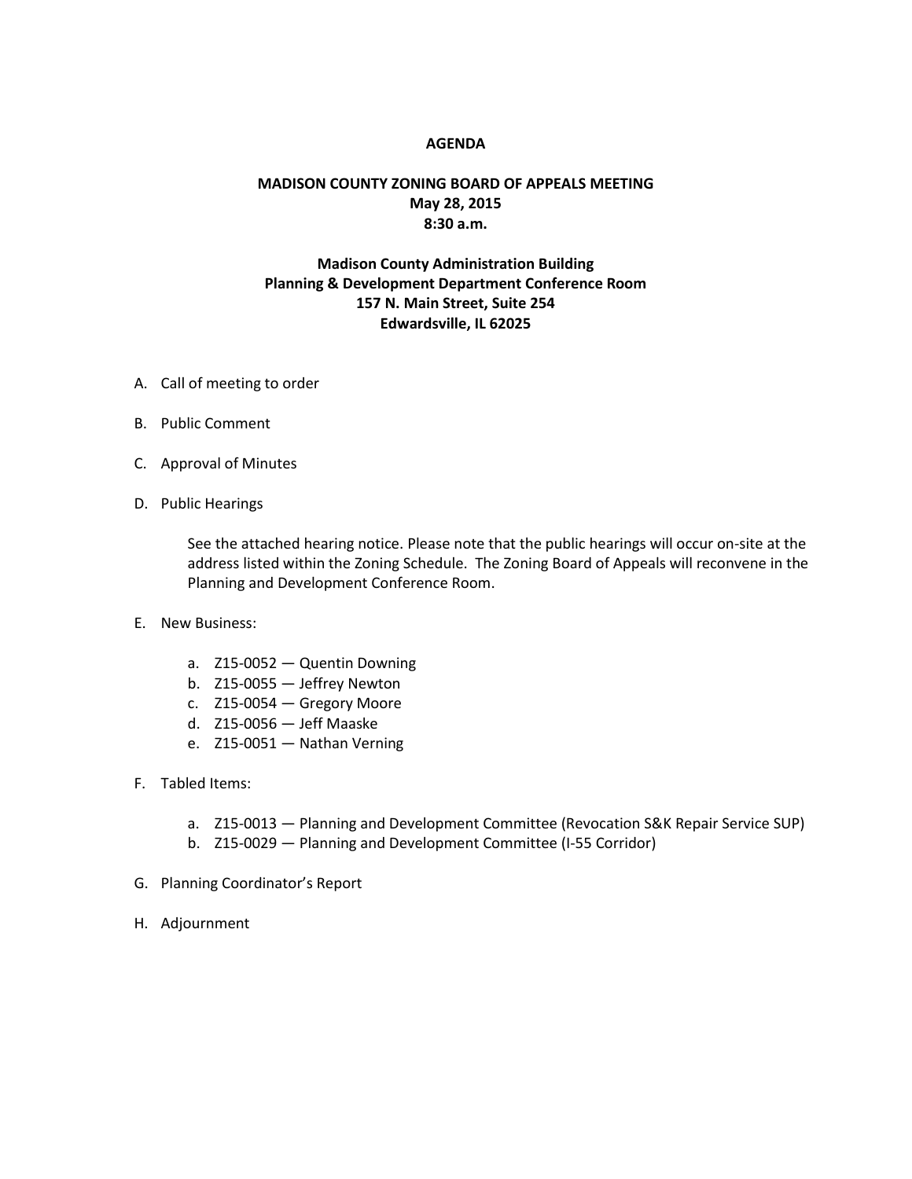# AGENDA

## MADISON COUNTY ZONING BOARD OF APPEALS MEETING
**May 28, 2015**
**8:30 a.m.**

**Madison County Administration Building**
**Planning & Development Department Conference Room**
**157 N. Main Street, Suite 254**
**Edwardsville, IL 62025**

A. Call of meeting to order

B. Public Comment

C. Approval of Minutes

D. Public Hearings

   See the attached hearing notice. Please note that the public hearings will occur on-site at the address listed within the Zoning Schedule. The Zoning Board of Appeals will reconvene in the Planning and Development Conference Room.

E. New Business:

   a. Z15-0052 — Quentin Downing
   b. Z15-0055 — Jeffrey Newton
   c. Z15-0054 — Gregory Moore
   d. Z15-0056 — Jeff Maaske
   e. Z15-0051 — Nathan Verning

F. Tabled Items:

   a. Z15-0013 — Planning and Development Committee (Revocation S&K Repair Service SUP)
   b. Z15-0029 — Planning and Development Committee (I-55 Corridor)

G. Planning Coordinator's Report

H. Adjournment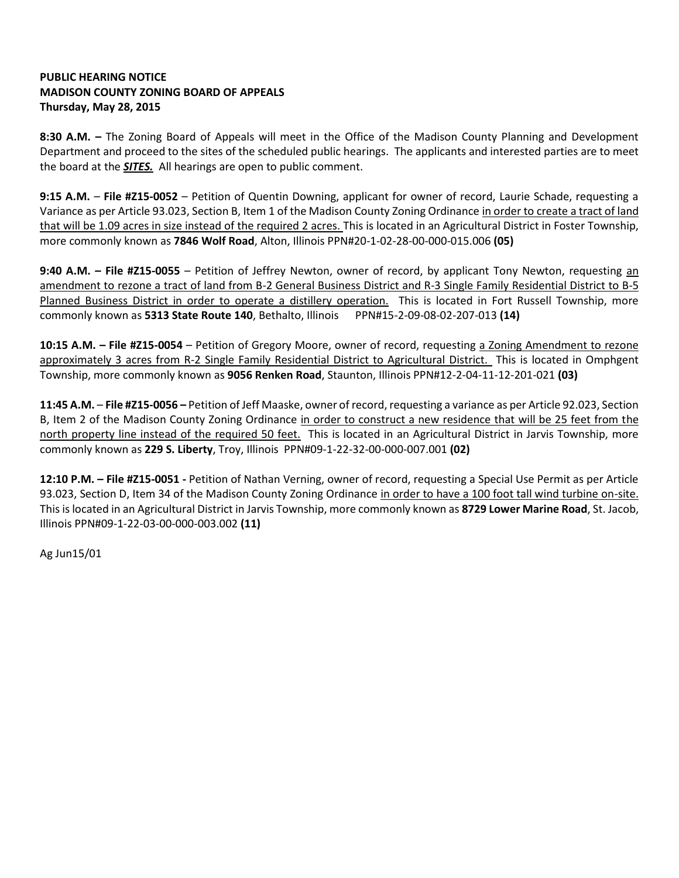**PUBLIC HEARING NOTICE**
**MADISON COUNTY ZONING BOARD OF APPEALS**
**Thursday, May 28, 2015**

**8:30 A.M. –** The Zoning Board of Appeals will meet in the Office of the Madison County Planning and Development Department and proceed to the sites of the scheduled public hearings. The applicants and interested parties are to meet the board at the ***SITES.*** All hearings are open to public comment.

**9:15 A.M.** – **File #Z15-0052** – Petition of Quentin Downing, applicant for owner of record, Laurie Schade, requesting a Variance as per Article 93.023, Section B, Item 1 of the Madison County Zoning Ordinance in order to create a tract of land that will be 1.09 acres in size instead of the required 2 acres. This is located in an Agricultural District in Foster Township, more commonly known as **7846 Wolf Road**, Alton, Illinois PPN#20-1-02-28-00-000-015.006 **(05)**

**9:40 A.M. – File #Z15-0055** – Petition of Jeffrey Newton, owner of record, by applicant Tony Newton, requesting an amendment to rezone a tract of land from B-2 General Business District and R-3 Single Family Residential District to B-5 Planned Business District in order to operate a distillery operation. This is located in Fort Russell Township, more commonly known as **5313 State Route 140**, Bethalto, Illinois PPN#15-2-09-08-02-207-013 **(14)**

**10:15 A.M. – File #Z15-0054** – Petition of Gregory Moore, owner of record, requesting a Zoning Amendment to rezone approximately 3 acres from R-2 Single Family Residential District to Agricultural District. This is located in Omphgent Township, more commonly known as **9056 Renken Road**, Staunton, Illinois PPN#12-2-04-11-12-201-021 **(03)**

**11:45 A.M.** – **File #Z15-0056 –** Petition of Jeff Maaske, owner of record, requesting a variance as per Article 92.023, Section B, Item 2 of the Madison County Zoning Ordinance in order to construct a new residence that will be 25 feet from the north property line instead of the required 50 feet. This is located in an Agricultural District in Jarvis Township, more commonly known as **229 S. Liberty**, Troy, Illinois PPN#09-1-22-32-00-000-007.001 **(02)**

**12:10 P.M. – File #Z15-0051 -** Petition of Nathan Verning, owner of record, requesting a Special Use Permit as per Article 93.023, Section D, Item 34 of the Madison County Zoning Ordinance in order to have a 100 foot tall wind turbine on-site. This is located in an Agricultural District in Jarvis Township, more commonly known as **8729 Lower Marine Road**, St. Jacob, Illinois PPN#09-1-22-03-00-000-003.002 **(11)**

Ag Jun15/01